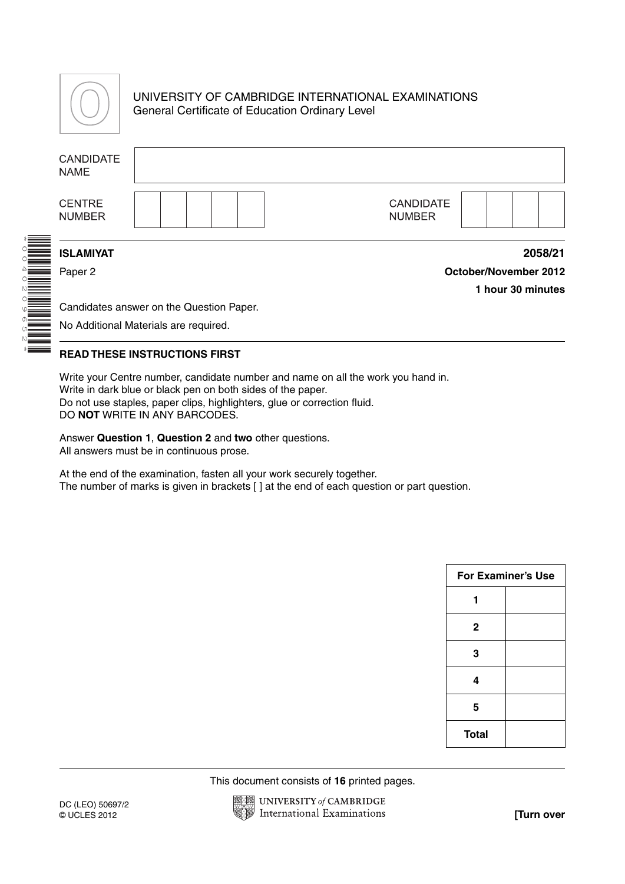UNIVERSITY OF CAMBRIDGE INTERNATIONAL EXAMINATIONS
General Certificate of Education Ordinary Level

| CANDIDATE NAME | |
|---|---|

| CENTRE NUMBER | | | | | | CANDIDATE NUMBER | | | | |
|---|---|---|---|---|---|---|---|---|---|---|

**ISLAMIYAT** **2058/21**

Paper 2 **October/November 2012**

**1 hour 30 minutes**

Candidates answer on the Question Paper.

No Additional Materials are required.

**READ THESE INSTRUCTIONS FIRST**

Write your Centre number, candidate number and name on all the work you hand in.
Write in dark blue or black pen on both sides of the paper.
Do not use staples, paper clips, highlighters, glue or correction fluid.
DO **NOT** WRITE IN ANY BARCODES.

Answer **Question 1**, **Question 2** and **two** other questions.
All answers must be in continuous prose.

At the end of the examination, fasten all your work securely together.
The number of marks is given in brackets [ ] at the end of each question or part question.

| For Examiner's Use | |
|---|---|
| 1 | |
| 2 | |
| 3 | |
| 4 | |
| 5 | |
| Total | |

This document consists of **16** printed pages.

DC (LEO) 50697/2
© UCLES 2012

**[Turn over**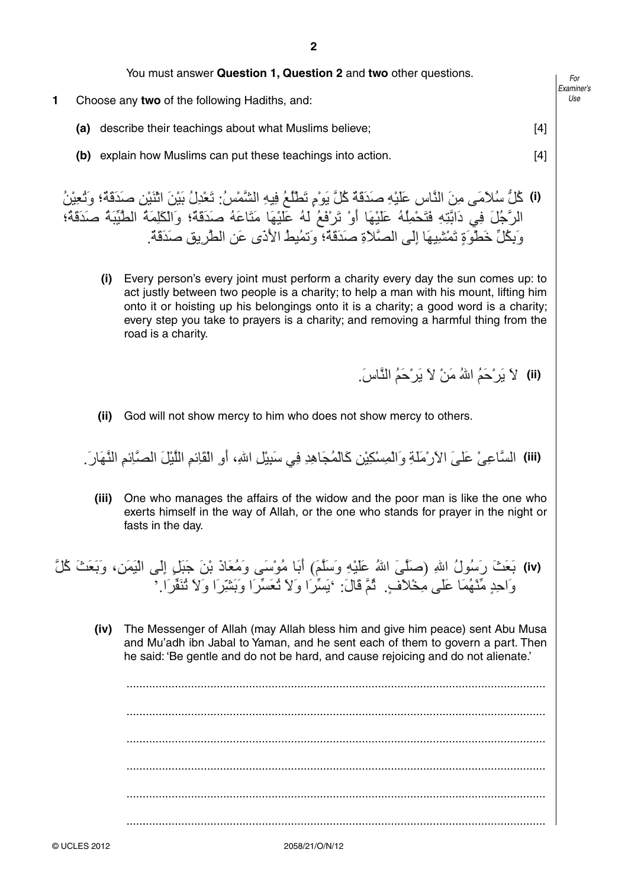You must answer **Question 1, Question 2** and **two** other questions.

**1** Choose any **two** of the following Hadiths, and:

**(a)** describe their teachings about what Muslims believe; [4]

**(b)** explain how Muslims can put these teachings into action. [4]

**(i)** كُلُّ سُلاَمَى مِنَ النَّاسِ عَلَيْهِ صَدَقَةٌ كُلَّ يَوْمٍ تَطْلُعُ فِيهِ الشَّمْسُ: تَعْدِلُ بَيْنَ اثْنَيْنِ صَدَقَةٌ؛ وَتُعِيْنُ الرَّجُلَ فِي دَابَّتِهِ فَتَحْمِلُهُ عَلَيْهَا أَوْ تَرْفَعُ لَهُ عَلَيْهَا مَتَاعَهُ صَدَقَةٌ؛ وَالْكَلِمَةُ الطَّيِّبَةُ صَدَقَةٌ؛ وَبِكُلِّ خَطْوَةٍ تَمْشِيهَا إِلَى الصَّلاَةِ صَدَقَةٌ؛ وَتُمِيطُ الأَذَى عَنِ الطَّرِيقِ صَدَقَةٌ.

**(i)** Every person's every joint must perform a charity every day the sun comes up: to act justly between two people is a charity; to help a man with his mount, lifting him onto it or hoisting up his belongings onto it is a charity; a good word is a charity; every step you take to prayers is a charity; and removing a harmful thing from the road is a charity.

**(ii)** لاَ يَرْحَمُ اللهُ مَنْ لاَ يَرْحَمُ النَّاسَ.

**(ii)** God will not show mercy to him who does not show mercy to others.

**(iii)** السَّاعِيْ عَلَىَ الأَرْمَلَةِ وَالْمِسْكِيْنِ كَالْمُجَاهِدِ فِي سَبِيْلِ اللهِ، أَوِ الْقَائِمِ اللَّيْلَ الصَّائِمِ النَّهَارَ.

**(iii)** One who manages the affairs of the widow and the poor man is like the one who exerts himself in the way of Allah, or the one who stands for prayer in the night or fasts in the day.

**(iv)** بَعَثَ رَسُولُ اللهِ (صَلَّىَ اللهُ عَلَيْهِ وَسَلَّمَ) أَبَا مُوْسَى وَمُعَاذَ بْنَ جَبَلٍ إِلَى الْيَمَنِ، وَبَعَثَ كُلَّ وَاحِدٍ مِّنْهُمَا عَلَى مِخْلاَفٍ. ثُمَّ قَالَ: 'يَسِّرَا وَلاَ تُعَسِّرَا وَبَشِّرَا وَلاَ تُنَفِّرَا.'

**(iv)** The Messenger of Allah (may Allah bless him and give him peace) sent Abu Musa and Mu'adh ibn Jabal to Yaman, and he sent each of them to govern a part. Then he said: 'Be gentle and do not be hard, and cause rejoicing and do not alienate.'

..........................................................................................................................

..........................................................................................................................

..........................................................................................................................

..........................................................................................................................

..........................................................................................................................

..........................................................................................................................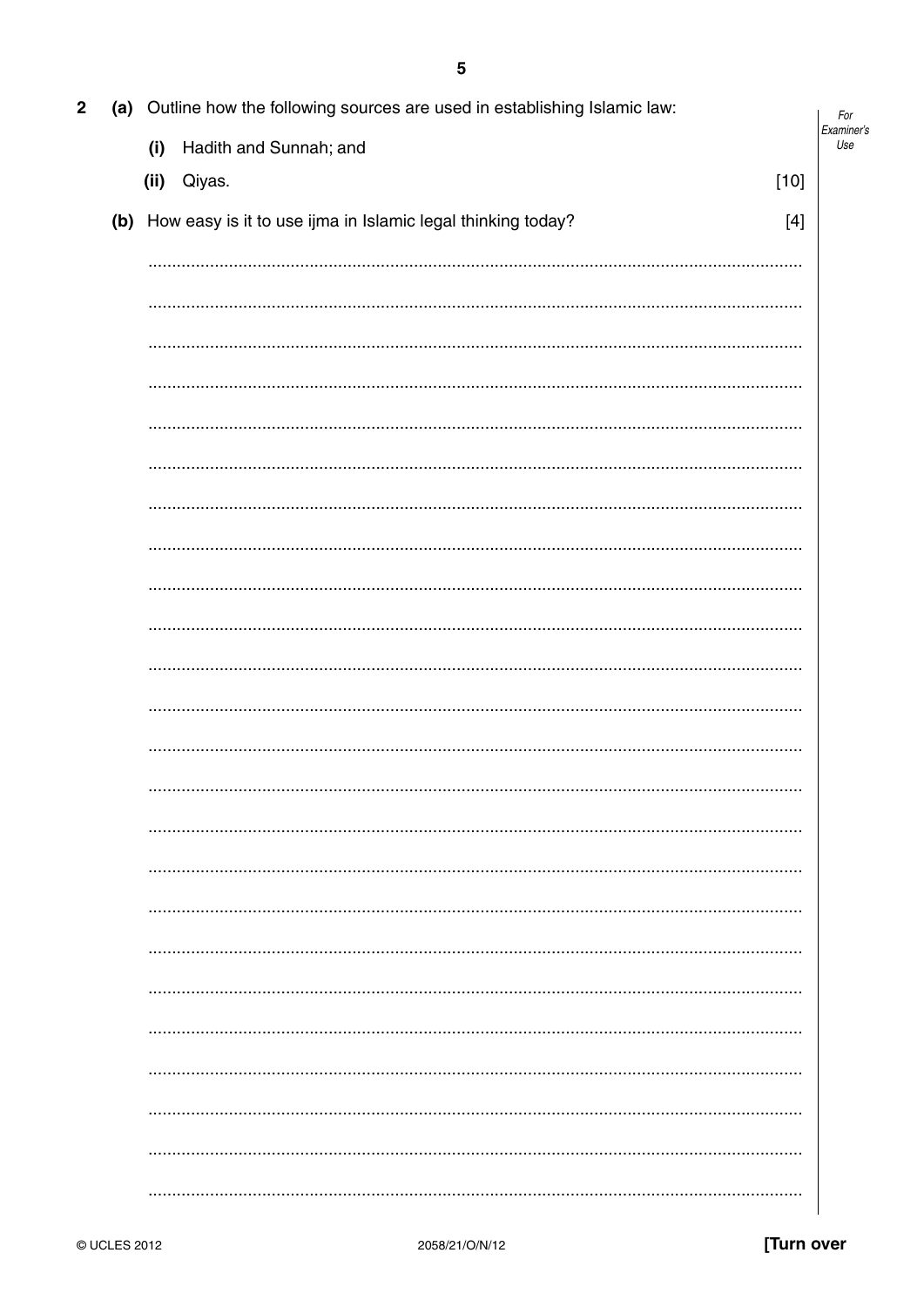**2** **(a)** Outline how the following sources are used in establishing Islamic law:

**(i)** Hadith and Sunnah; and

**(ii)** Qiyas. [10]

**(b)** How easy is it to use ijma in Islamic legal thinking today? [4]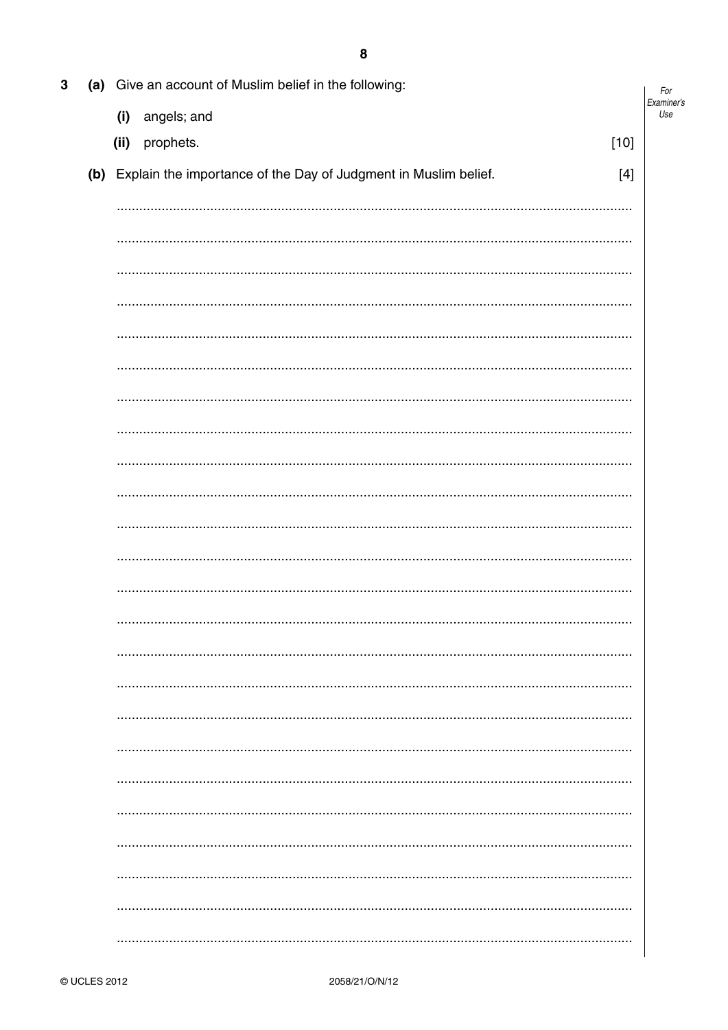3 (a) Give an account of Muslim belief in the following:

(i) angels; and

(ii) prophets. [10]

(b) Explain the importance of the Day of Judgment in Muslim belief. [4]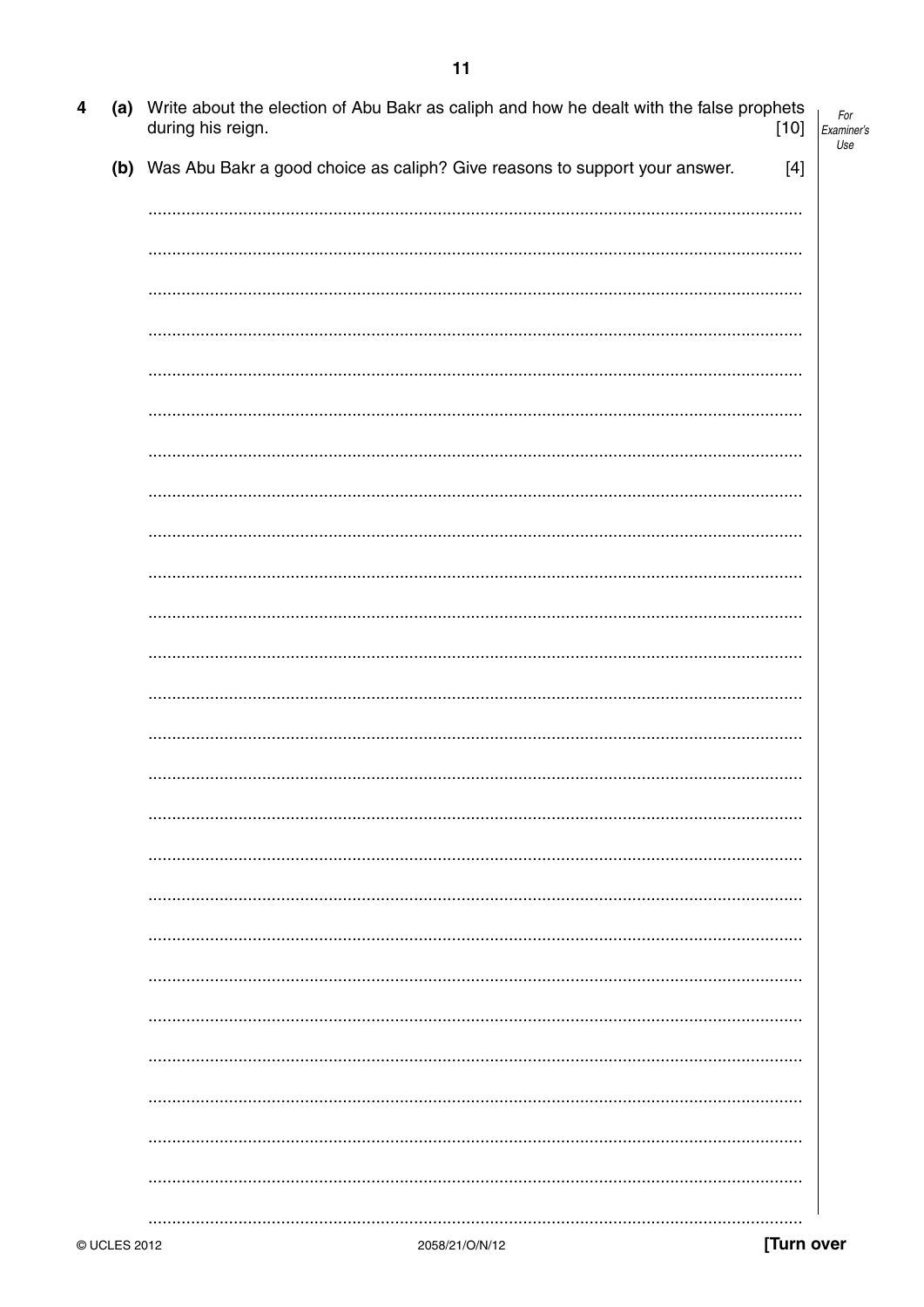**4** **(a)** Write about the election of Abu Bakr as caliph and how he dealt with the false prophets during his reign. [10]

**(b)** Was Abu Bakr a good choice as caliph? Give reasons to support your answer. [4]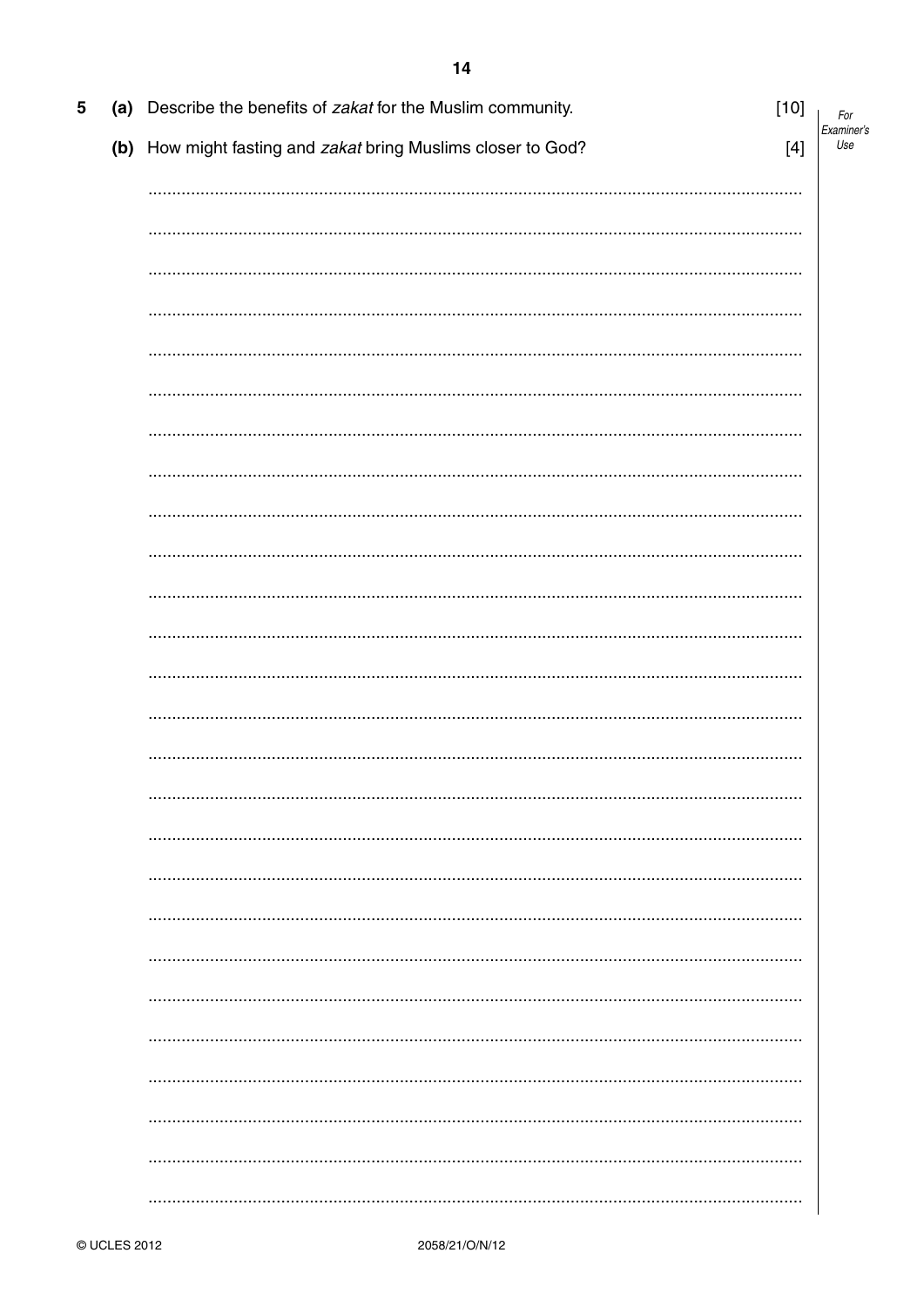5 (a) Describe the benefits of *zakat* for the Muslim community. [10]

(b) How might fasting and *zakat* bring Muslims closer to God? [4]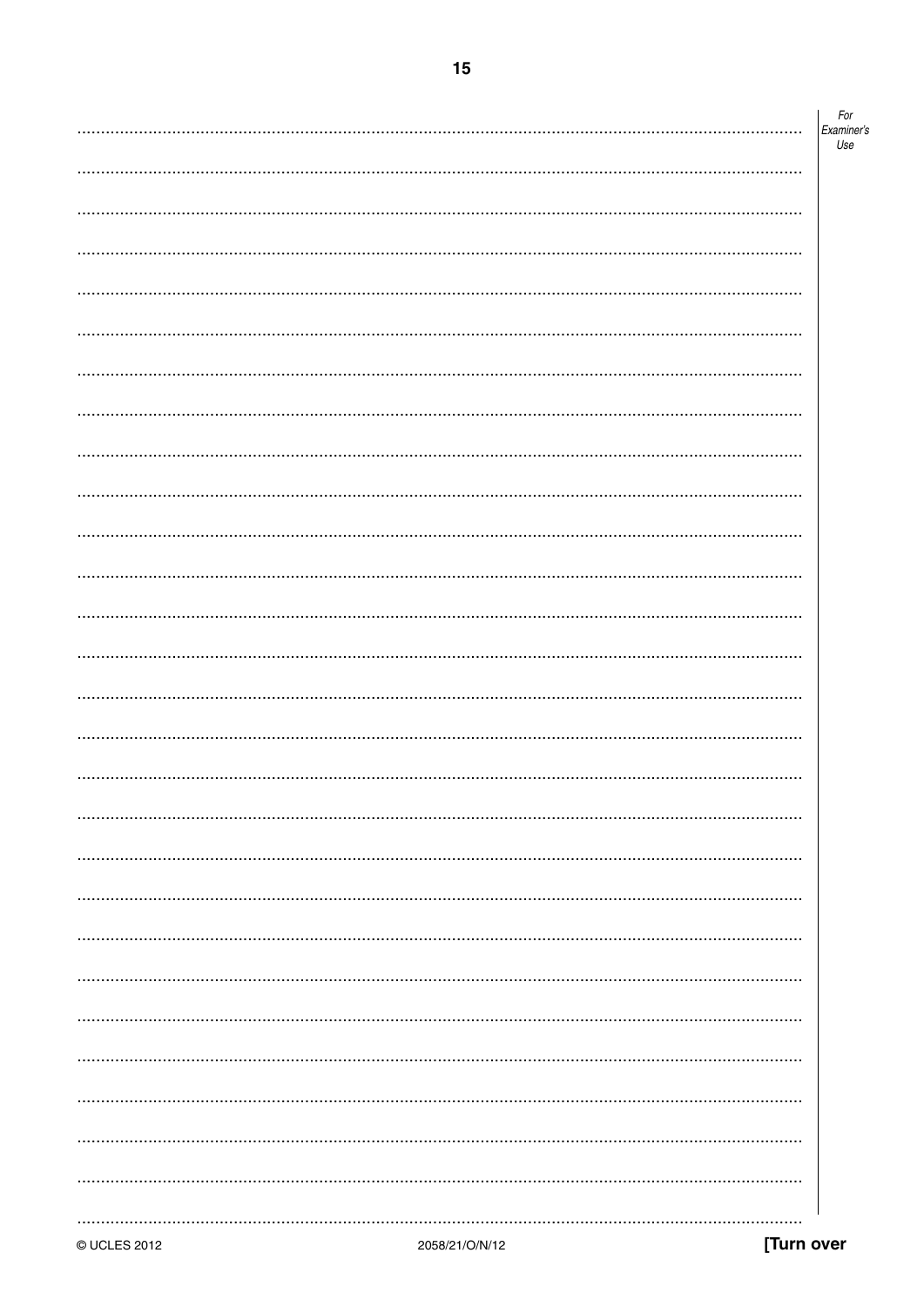For Examiner's Use

...........................................................................................................................................

...........................................................................................................................................

...........................................................................................................................................

...........................................................................................................................................

...........................................................................................................................................

...........................................................................................................................................

...........................................................................................................................................

...........................................................................................................................................

...........................................................................................................................................

...........................................................................................................................................

...........................................................................................................................................

...........................................................................................................................................

...........................................................................................................................................

...........................................................................................................................................

...........................................................................................................................................

...........................................................................................................................................

...........................................................................................................................................

...........................................................................................................................................

...........................................................................................................................................

...........................................................................................................................................

...........................................................................................................................................

...........................................................................................................................................

...........................................................................................................................................

...........................................................................................................................................

...........................................................................................................................................

...........................................................................................................................................

...........................................................................................................................................

...........................................................................................................................................

[Turn over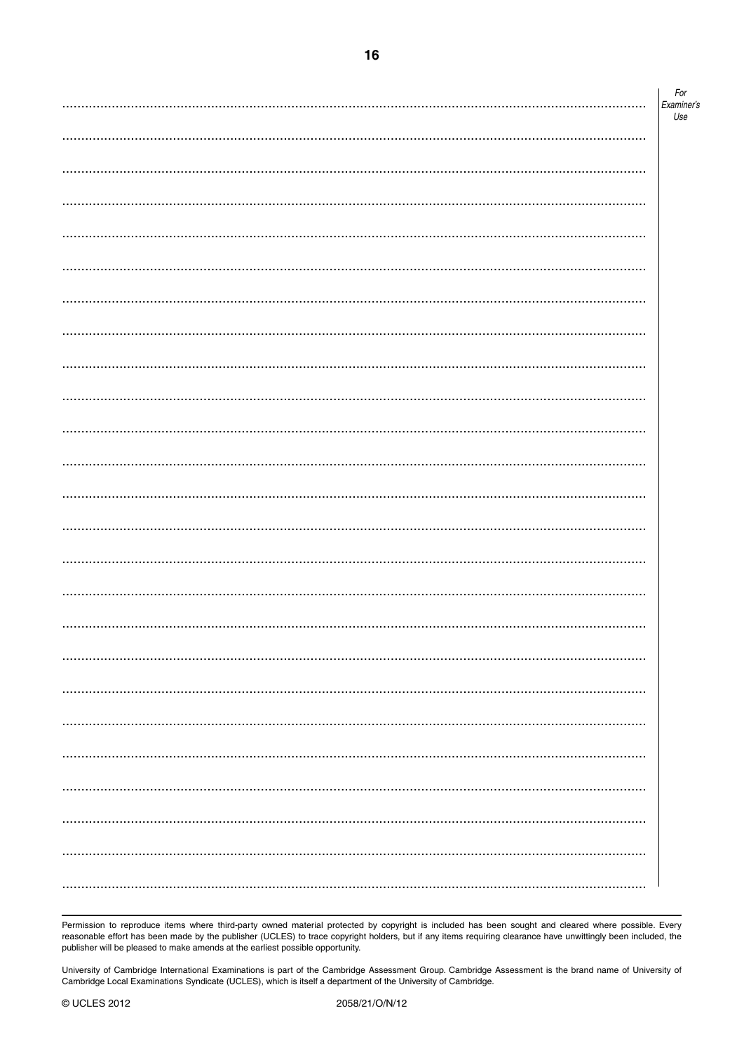Permission to reproduce items where third-party owned material protected by copyright is included has been sought and cleared where possible. Every reasonable effort has been made by the publisher (UCLES) to trace copyright holders, but if any items requiring clearance have unwittingly been included, the publisher will be pleased to make amends at the earliest possible opportunity.

University of Cambridge International Examinations is part of the Cambridge Assessment Group. Cambridge Assessment is the brand name of University of Cambridge Local Examinations Syndicate (UCLES), which is itself a department of the University of Cambridge.